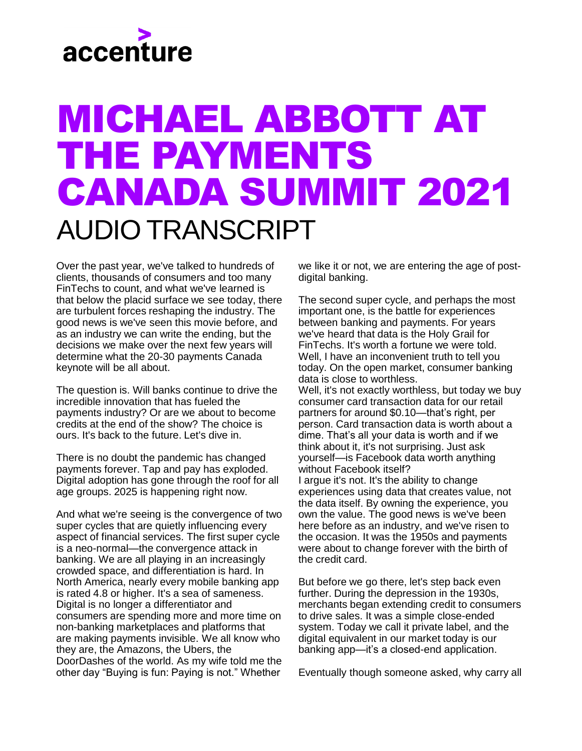accenture

# MICHAEL ABBOTT AT THE PAYMENTS CANADA SUMMIT 2021

## AUDIO TRANSCRIPT

Over the past year, we've talked to hundreds of clients, thousands of consumers and too many FinTechs to count, and what we've learned is that below the placid surface we see today, there are turbulent forces reshaping the industry. The good news is we've seen this movie before, and as an industry we can write the ending, but the decisions we make over the next few years will determine what the 20-30 payments Canada keynote will be all about.

The question is. Will banks continue to drive the incredible innovation that has fueled the payments industry? Or are we about to become credits at the end of the show? The choice is ours. It's back to the future. Let's dive in.

There is no doubt the pandemic has changed payments forever. Tap and pay has exploded. Digital adoption has gone through the roof for all age groups. 2025 is happening right now.

And what we're seeing is the convergence of two super cycles that are quietly influencing every aspect of financial services. The first super cycle is a neo-normal—the convergence attack in banking. We are all playing in an increasingly crowded space, and differentiation is hard. In North America, nearly every mobile banking app is rated 4.8 or higher. It's a sea of sameness. Digital is no longer a differentiator and consumers are spending more and more time on non-banking marketplaces and platforms that are making payments invisible. We all know who they are, the Amazons, the Ubers, the DoorDashes of the world. As my wife told me the other day "Buying is fun: Paying is not." Whether we like it or not, we are entering the age of post-digital banking.

The second super cycle, and perhaps the most important one, is the battle for experiences between banking and payments. For years we've heard that data is the Holy Grail for FinTechs. It's worth a fortune we were told. Well, I have an inconvenient truth to tell you today. On the open market, consumer banking data is close to worthless.

Well, it's not exactly worthless, but today we buy consumer card transaction data for our retail partners for around $0.10—that's right, per person. Card transaction data is worth about a dime. That's all your data is worth and if we think about it, it's not surprising. Just ask yourself—is Facebook data worth anything without Facebook itself?

I argue it's not. It's the ability to change experiences using data that creates value, not the data itself. By owning the experience, you own the value. The good news is we've been here before as an industry, and we've risen to the occasion. It was the 1950s and payments were about to change forever with the birth of the credit card.

But before we go there, let's step back even further. During the depression in the 1930s, merchants began extending credit to consumers to drive sales. It was a simple close-ended system. Today we call it private label, and the digital equivalent in our market today is our banking app—it's a closed-end application.

Eventually though someone asked, why carry all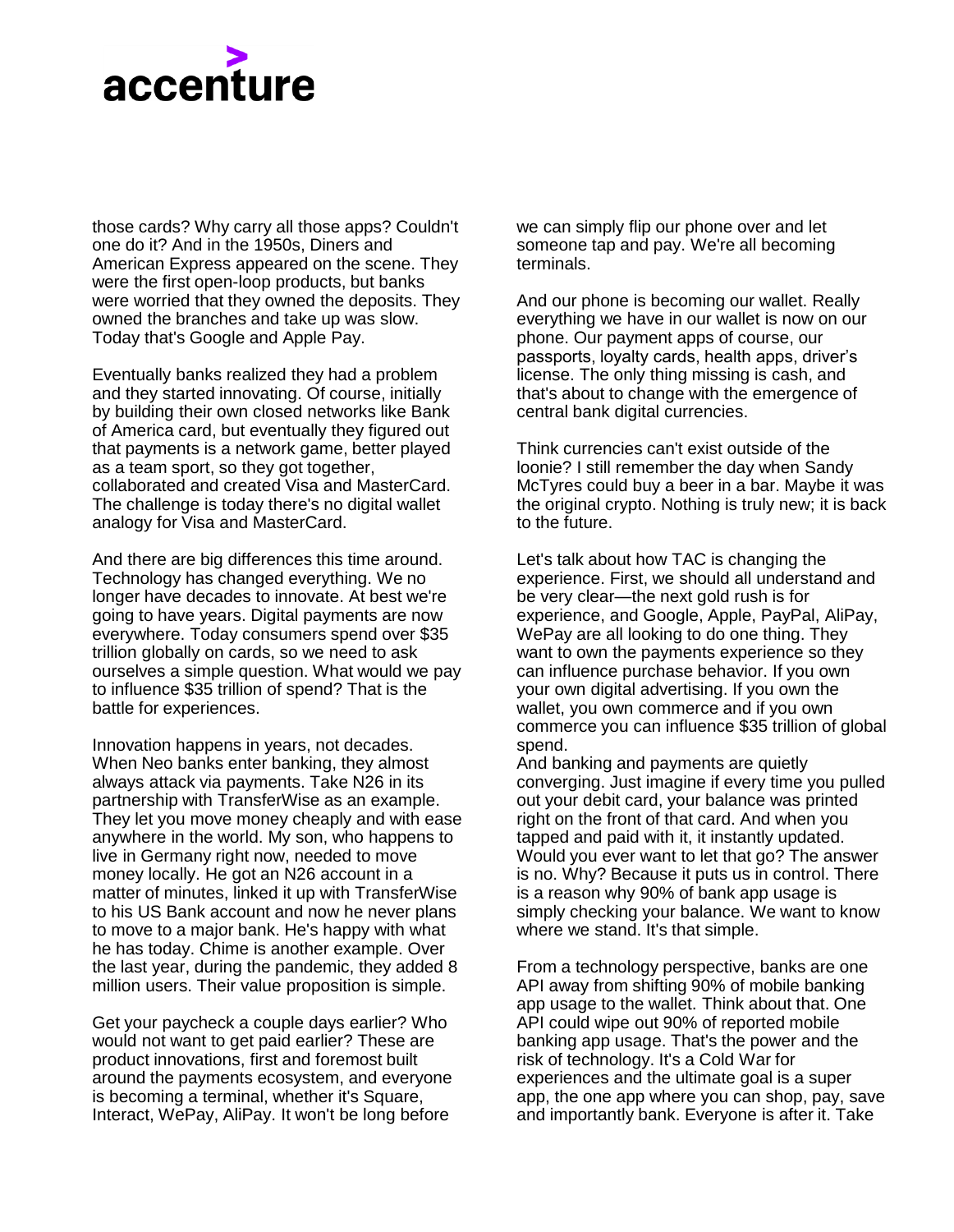those cards? Why carry all those apps? Couldn't one do it? And in the 1950s, Diners and American Express appeared on the scene. They were the first open-loop products, but banks were worried that they owned the deposits. They owned the branches and take up was slow. Today that's Google and Apple Pay.

Eventually banks realized they had a problem and they started innovating. Of course, initially by building their own closed networks like Bank of America card, but eventually they figured out that payments is a network game, better played as a team sport, so they got together, collaborated and created Visa and MasterCard. The challenge is today there's no digital wallet analogy for Visa and MasterCard.

And there are big differences this time around. Technology has changed everything. We no longer have decades to innovate. At best we're going to have years. Digital payments are now everywhere. Today consumers spend over $35 trillion globally on cards, so we need to ask ourselves a simple question. What would we pay to influence $35 trillion of spend? That is the battle for experiences.

Innovation happens in years, not decades. When Neo banks enter banking, they almost always attack via payments. Take N26 in its partnership with TransferWise as an example. They let you move money cheaply and with ease anywhere in the world. My son, who happens to live in Germany right now, needed to move money locally. He got an N26 account in a matter of minutes, linked it up with TransferWise to his US Bank account and now he never plans to move to a major bank. He's happy with what he has today. Chime is another example. Over the last year, during the pandemic, they added 8 million users. Their value proposition is simple.

Get your paycheck a couple days earlier? Who would not want to get paid earlier? These are product innovations, first and foremost built around the payments ecosystem, and everyone is becoming a terminal, whether it's Square, Interact, WePay, AliPay. It won't be long before we can simply flip our phone over and let someone tap and pay. We're all becoming terminals.

And our phone is becoming our wallet. Really everything we have in our wallet is now on our phone. Our payment apps of course, our passports, loyalty cards, health apps, driver's license. The only thing missing is cash, and that's about to change with the emergence of central bank digital currencies.

Think currencies can't exist outside of the loonie? I still remember the day when Sandy McTyres could buy a beer in a bar. Maybe it was the original crypto. Nothing is truly new; it is back to the future.

Let's talk about how TAC is changing the experience. First, we should all understand and be very clear—the next gold rush is for experience, and Google, Apple, PayPal, AliPay, WePay are all looking to do one thing. They want to own the payments experience so they can influence purchase behavior. If you own your own digital advertising. If you own the wallet, you own commerce and if you own commerce you can influence $35 trillion of global spend.

And banking and payments are quietly converging. Just imagine if every time you pulled out your debit card, your balance was printed right on the front of that card. And when you tapped and paid with it, it instantly updated. Would you ever want to let that go? The answer is no. Why? Because it puts us in control. There is a reason why 90% of bank app usage is simply checking your balance. We want to know where we stand. It's that simple.

From a technology perspective, banks are one API away from shifting 90% of mobile banking app usage to the wallet. Think about that. One API could wipe out 90% of reported mobile banking app usage. That's the power and the risk of technology. It's a Cold War for experiences and the ultimate goal is a super app, the one app where you can shop, pay, save and importantly bank. Everyone is after it. Take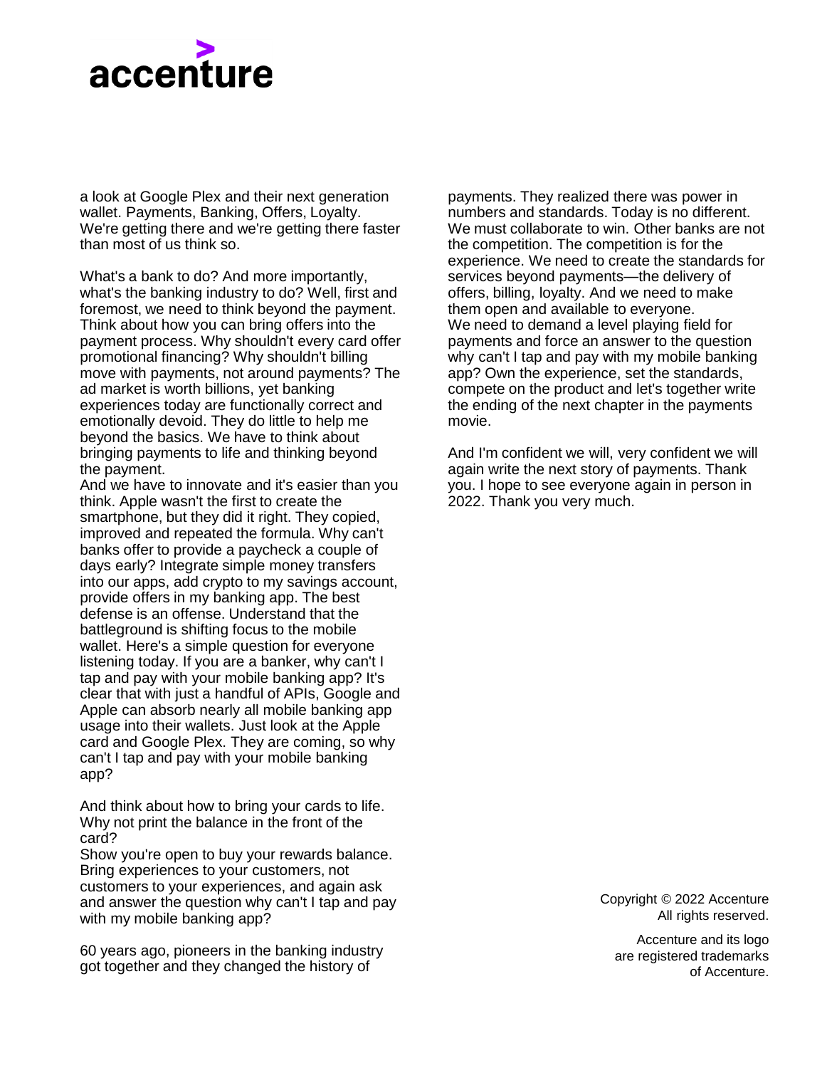a look at Google Plex and their next generation wallet. Payments, Banking, Offers, Loyalty. We're getting there and we're getting there faster than most of us think so.

What's a bank to do? And more importantly, what's the banking industry to do? Well, first and foremost, we need to think beyond the payment. Think about how you can bring offers into the payment process. Why shouldn't every card offer promotional financing? Why shouldn't billing move with payments, not around payments? The ad market is worth billions, yet banking experiences today are functionally correct and emotionally devoid. They do little to help me beyond the basics. We have to think about bringing payments to life and thinking beyond the payment.

And we have to innovate and it's easier than you think. Apple wasn't the first to create the smartphone, but they did it right. They copied, improved and repeated the formula. Why can't banks offer to provide a paycheck a couple of days early? Integrate simple money transfers into our apps, add crypto to my savings account, provide offers in my banking app. The best defense is an offense. Understand that the battleground is shifting focus to the mobile wallet. Here's a simple question for everyone listening today. If you are a banker, why can't I tap and pay with your mobile banking app? It's clear that with just a handful of APIs, Google and Apple can absorb nearly all mobile banking app usage into their wallets. Just look at the Apple card and Google Plex. They are coming, so why can't I tap and pay with your mobile banking app?

And think about how to bring your cards to life. Why not print the balance in the front of the card?

Show you're open to buy your rewards balance. Bring experiences to your customers, not customers to your experiences, and again ask and answer the question why can't I tap and pay with my mobile banking app?

60 years ago, pioneers in the banking industry got together and they changed the history of payments. They realized there was power in numbers and standards. Today is no different. We must collaborate to win. Other banks are not the competition. The competition is for the experience. We need to create the standards for services beyond payments—the delivery of offers, billing, loyalty. And we need to make them open and available to everyone.

We need to demand a level playing field for payments and force an answer to the question why can't I tap and pay with my mobile banking app? Own the experience, set the standards, compete on the product and let's together write the ending of the next chapter in the payments movie.

And I'm confident we will, very confident we will again write the next story of payments. Thank you. I hope to see everyone again in person in 2022. Thank you very much.

Copyright © 2022 Accenture
All rights reserved.

Accenture and its logo are registered trademarks of Accenture.